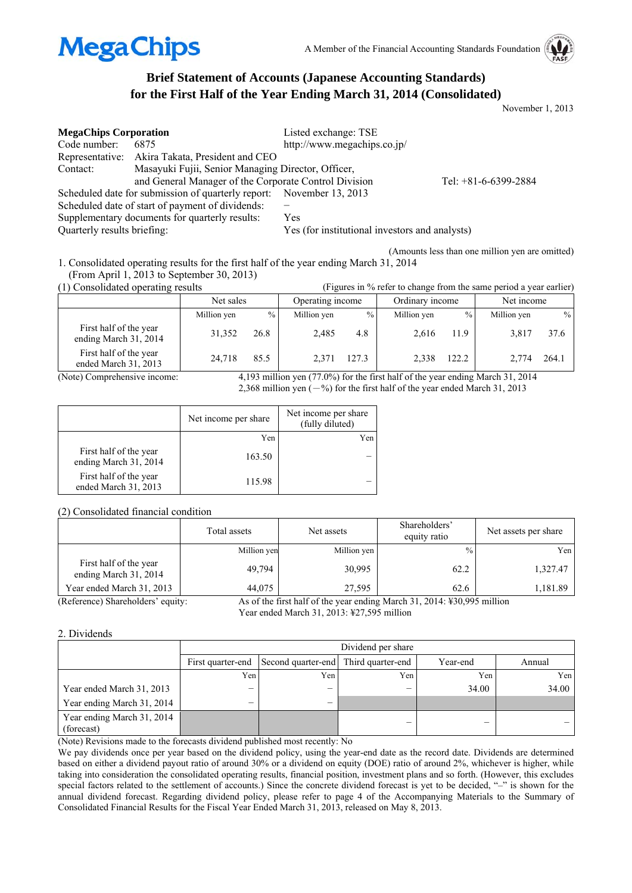MegaChips

A Member of the Financial Accounting Standards Foundation

# Brief Statement of Accounts (Japanese Accounting Standards) for the First Half of the Year Ending March 31, 2014 (Consolidated)

November 1, 2013

| | | |
|---|---|---|
| **MegaChips Corporation** | Listed exchange: TSE | |
| Code number: 6875 | http://www.megachips.co.jp/ | |
| Representative: Akira Takata, President and CEO | | |
| Contact: Masayuki Fujii, Senior Managing Director, Officer, and General Manager of the Corporate Control Division | | Tel: +81-6-6399-2884 |
| Scheduled date for submission of quarterly report: | November 13, 2013 | |
| Scheduled date of start of payment of dividends: | – | |
| Supplementary documents for quarterly results: | Yes | |
| Quarterly results briefing: | Yes (for institutional investors and analysts) | |

(Amounts less than one million yen are omitted)

1. Consolidated operating results for the first half of the year ending March 31, 2014 (From April 1, 2013 to September 30, 2013)

(1) Consolidated operating results

(Figures in % refer to change from the same period a year earlier)

| | Net sales | | Operating income | | Ordinary income | | Net income | |
|---|---|---|---|---|---|---|---|---|
| | Million yen | % | Million yen | % | Million yen | % | Million yen | % |
| First half of the year ending March 31, 2014 | 31,352 | 26.8 | 2,485 | 4.8 | 2,616 | 11.9 | 3,817 | 37.6 |
| First half of the year ended March 31, 2013 | 24,718 | 85.5 | 2,371 | 127.3 | 2,338 | 122.2 | 2,774 | 264.1 |

(Note) Comprehensive income: 4,193 million yen (77.0%) for the first half of the year ending March 31, 2014
2,368 million yen (－%) for the first half of the year ended March 31, 2013

| | Net income per share | Net income per share (fully diluted) |
|---|---|---|
| | Yen | Yen |
| First half of the year ending March 31, 2014 | 163.50 | – |
| First half of the year ended March 31, 2013 | 115.98 | – |

(2) Consolidated financial condition

| | Total assets | Net assets | Shareholders' equity ratio | Net assets per share |
|---|---|---|---|---|
| | Million yen | Million yen | % | Yen |
| First half of the year ending March 31, 2014 | 49,794 | 30,995 | 62.2 | 1,327.47 |
| Year ended March 31, 2013 | 44,075 | 27,595 | 62.6 | 1,181.89 |

(Reference) Shareholders' equity: As of the first half of the year ending March 31, 2014: ¥30,995 million
Year ended March 31, 2013: ¥27,595 million

2. Dividends

| | Dividend per share | | | | |
|---|---|---|---|---|---|
| | First quarter-end | Second quarter-end | Third quarter-end | Year-end | Annual |
| | Yen | Yen | Yen | Yen | Yen |
| Year ended March 31, 2013 | – | – | – | 34.00 | 34.00 |
| Year ending March 31, 2014 | – | – | | | |
| Year ending March 31, 2014 (forecast) | | | – | – | – |

(Note) Revisions made to the forecasts dividend published most recently: No

We pay dividends once per year based on the dividend policy, using the year-end date as the record date. Dividends are determined based on either a dividend payout ratio of around 30% or a dividend on equity (DOE) ratio of around 2%, whichever is higher, while taking into consideration the consolidated operating results, financial position, investment plans and so forth. (However, this excludes special factors related to the settlement of accounts.) Since the concrete dividend forecast is yet to be decided, "–" is shown for the annual dividend forecast. Regarding dividend policy, please refer to page 4 of the Accompanying Materials to the Summary of Consolidated Financial Results for the Fiscal Year Ended March 31, 2013, released on May 8, 2013.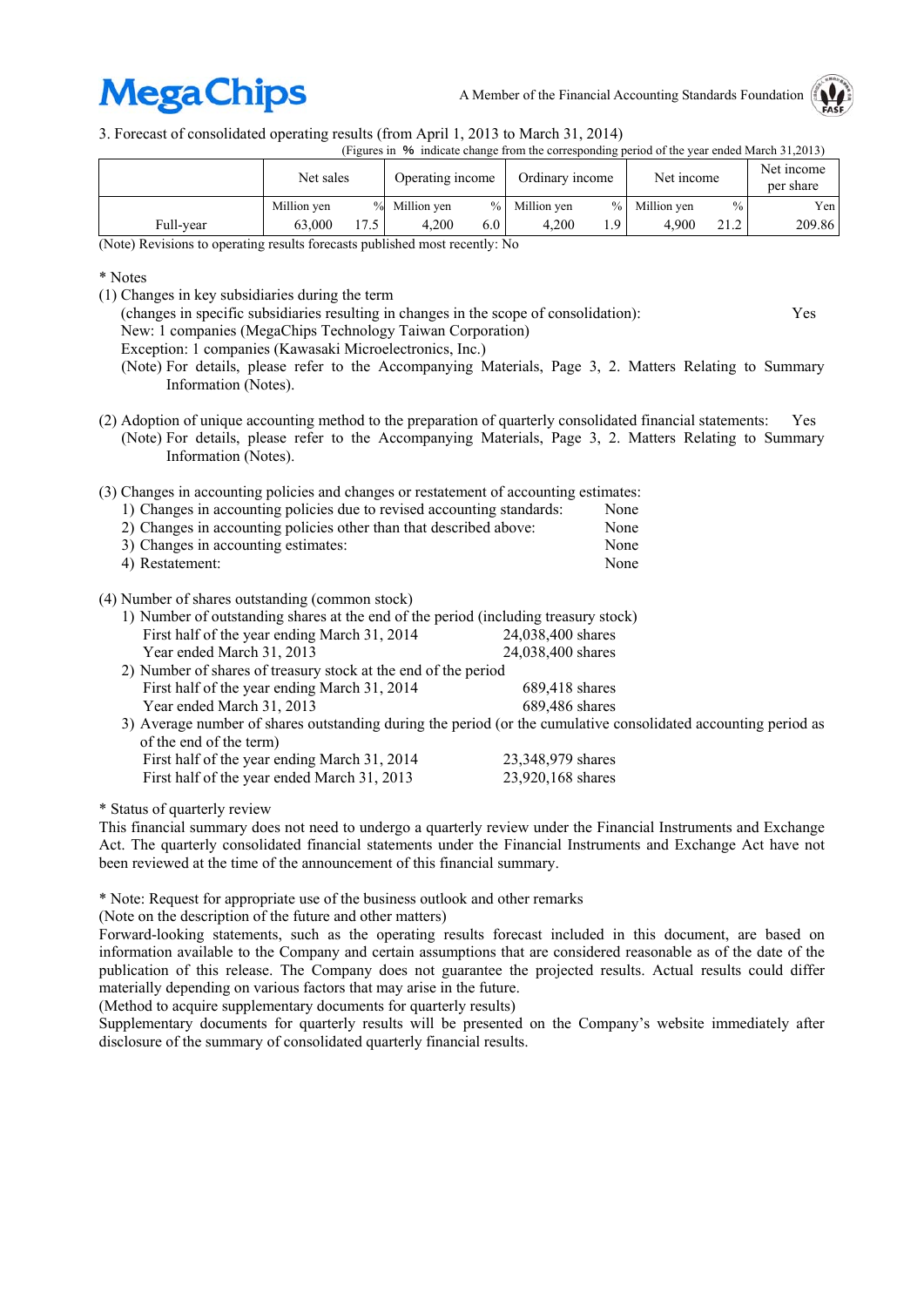3. Forecast of consolidated operating results (from April 1, 2013 to March 31, 2014)

(Figures in % indicate change from the corresponding period of the year ended March 31,2013)

| | Net sales | | Operating income | | Ordinary income | | Net income | | Net income per share |
|---|---|---|---|---|---|---|---|---|---|
| | Million yen | % | Million yen | % | Million yen | % | Million yen | % | Yen |
| Full-year | 63,000 | 17.5 | 4,200 | 6.0 | 4,200 | 1.9 | 4,900 | 21.2 | 209.86 |

(Note) Revisions to operating results forecasts published most recently: No

\* Notes

(1) Changes in key subsidiaries during the term
(changes in specific subsidiaries resulting in changes in the scope of consolidation): Yes
New: 1 companies (MegaChips Technology Taiwan Corporation)
Exception: 1 companies (Kawasaki Microelectronics, Inc.)
(Note) For details, please refer to the Accompanying Materials, Page 3, 2. Matters Relating to Summary Information (Notes).

(2) Adoption of unique accounting method to the preparation of quarterly consolidated financial statements: Yes
(Note) For details, please refer to the Accompanying Materials, Page 3, 2. Matters Relating to Summary Information (Notes).

(3) Changes in accounting policies and changes or restatement of accounting estimates:
1) Changes in accounting policies due to revised accounting standards: None
2) Changes in accounting policies other than that described above: None
3) Changes in accounting estimates: None
4) Restatement: None

(4) Number of shares outstanding (common stock)
1) Number of outstanding shares at the end of the period (including treasury stock)
First half of the year ending March 31, 2014 24,038,400 shares
Year ended March 31, 2013 24,038,400 shares
2) Number of shares of treasury stock at the end of the period
First half of the year ending March 31, 2014 689,418 shares
Year ended March 31, 2013 689,486 shares
3) Average number of shares outstanding during the period (or the cumulative consolidated accounting period as of the end of the term)
First half of the year ending March 31, 2014 23,348,979 shares
First half of the year ended March 31, 2013 23,920,168 shares

\* Status of quarterly review

This financial summary does not need to undergo a quarterly review under the Financial Instruments and Exchange Act. The quarterly consolidated financial statements under the Financial Instruments and Exchange Act have not been reviewed at the time of the announcement of this financial summary.

\* Note: Request for appropriate use of the business outlook and other remarks

(Note on the description of the future and other matters)

Forward-looking statements, such as the operating results forecast included in this document, are based on information available to the Company and certain assumptions that are considered reasonable as of the date of the publication of this release. The Company does not guarantee the projected results. Actual results could differ materially depending on various factors that may arise in the future.

(Method to acquire supplementary documents for quarterly results)

Supplementary documents for quarterly results will be presented on the Company's website immediately after disclosure of the summary of consolidated quarterly financial results.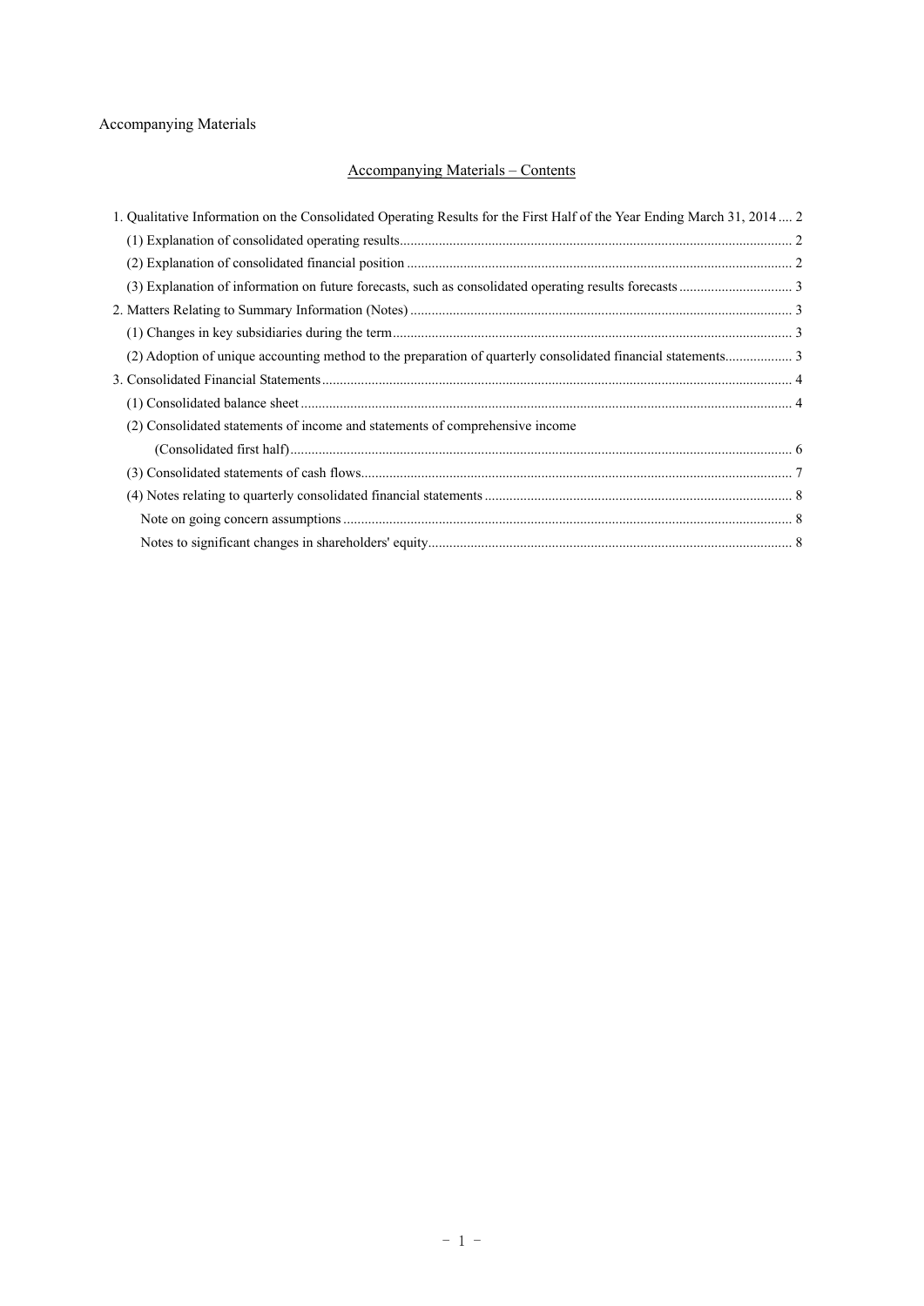Accompanying Materials

## Accompanying Materials – Contents

1. Qualitative Information on the Consolidated Operating Results for the First Half of the Year Ending March 31, 2014 .... 2
   - (1) Explanation of consolidated operating results .... 2
   - (2) Explanation of consolidated financial position .... 2
   - (3) Explanation of information on future forecasts, such as consolidated operating results forecasts .... 3
2. Matters Relating to Summary Information (Notes) .... 3
   - (1) Changes in key subsidiaries during the term .... 3
   - (2) Adoption of unique accounting method to the preparation of quarterly consolidated financial statements .... 3
3. Consolidated Financial Statements .... 4
   - (1) Consolidated balance sheet .... 4
   - (2) Consolidated statements of income and statements of comprehensive income (Consolidated first half) .... 6
   - (3) Consolidated statements of cash flows .... 7
   - (4) Notes relating to quarterly consolidated financial statements .... 8
     - Note on going concern assumptions .... 8
     - Notes to significant changes in shareholders' equity .... 8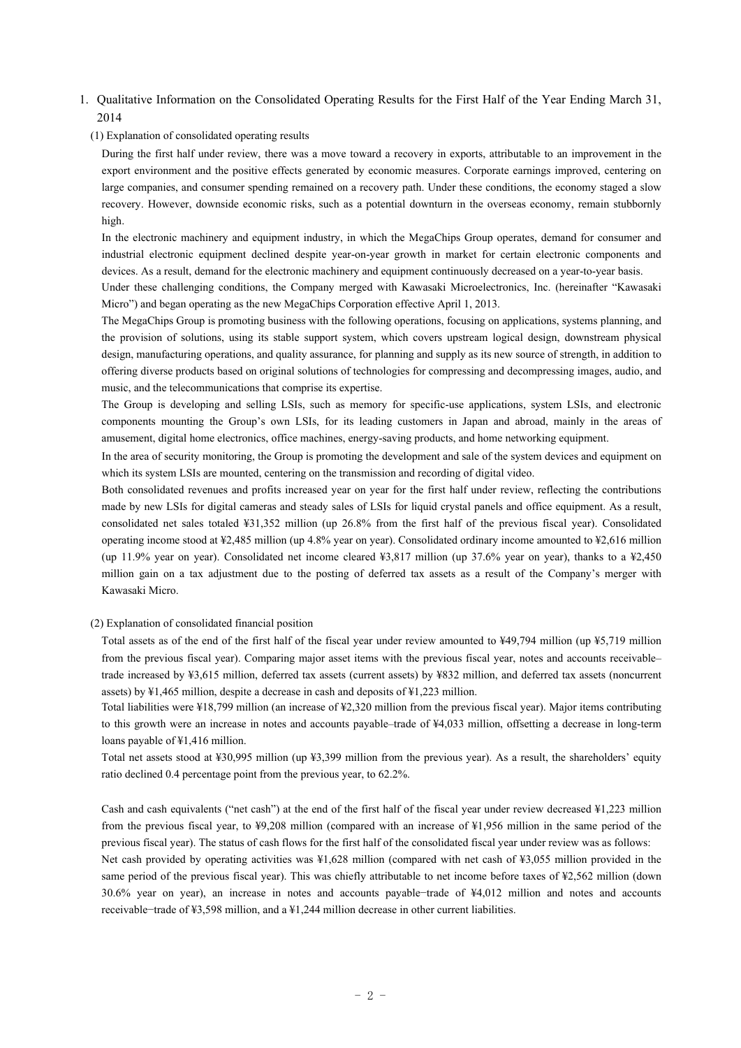## 1. Qualitative Information on the Consolidated Operating Results for the First Half of the Year Ending March 31, 2014

### (1) Explanation of consolidated operating results

During the first half under review, there was a move toward a recovery in exports, attributable to an improvement in the export environment and the positive effects generated by economic measures. Corporate earnings improved, centering on large companies, and consumer spending remained on a recovery path. Under these conditions, the economy staged a slow recovery. However, downside economic risks, such as a potential downturn in the overseas economy, remain stubbornly high.

In the electronic machinery and equipment industry, in which the MegaChips Group operates, demand for consumer and industrial electronic equipment declined despite year-on-year growth in market for certain electronic components and devices. As a result, demand for the electronic machinery and equipment continuously decreased on a year-to-year basis.

Under these challenging conditions, the Company merged with Kawasaki Microelectronics, Inc. (hereinafter "Kawasaki Micro") and began operating as the new MegaChips Corporation effective April 1, 2013.

The MegaChips Group is promoting business with the following operations, focusing on applications, systems planning, and the provision of solutions, using its stable support system, which covers upstream logical design, downstream physical design, manufacturing operations, and quality assurance, for planning and supply as its new source of strength, in addition to offering diverse products based on original solutions of technologies for compressing and decompressing images, audio, and music, and the telecommunications that comprise its expertise.

The Group is developing and selling LSIs, such as memory for specific-use applications, system LSIs, and electronic components mounting the Group's own LSIs, for its leading customers in Japan and abroad, mainly in the areas of amusement, digital home electronics, office machines, energy-saving products, and home networking equipment.

In the area of security monitoring, the Group is promoting the development and sale of the system devices and equipment on which its system LSIs are mounted, centering on the transmission and recording of digital video.

Both consolidated revenues and profits increased year on year for the first half under review, reflecting the contributions made by new LSIs for digital cameras and steady sales of LSIs for liquid crystal panels and office equipment. As a result, consolidated net sales totaled ¥31,352 million (up 26.8% from the first half of the previous fiscal year). Consolidated operating income stood at ¥2,485 million (up 4.8% year on year). Consolidated ordinary income amounted to ¥2,616 million (up 11.9% year on year). Consolidated net income cleared ¥3,817 million (up 37.6% year on year), thanks to a ¥2,450 million gain on a tax adjustment due to the posting of deferred tax assets as a result of the Company's merger with Kawasaki Micro.

### (2) Explanation of consolidated financial position

Total assets as of the end of the first half of the fiscal year under review amounted to ¥49,794 million (up ¥5,719 million from the previous fiscal year). Comparing major asset items with the previous fiscal year, notes and accounts receivable–trade increased by ¥3,615 million, deferred tax assets (current assets) by ¥832 million, and deferred tax assets (noncurrent assets) by ¥1,465 million, despite a decrease in cash and deposits of ¥1,223 million.

Total liabilities were ¥18,799 million (an increase of ¥2,320 million from the previous fiscal year). Major items contributing to this growth were an increase in notes and accounts payable–trade of ¥4,033 million, offsetting a decrease in long-term loans payable of ¥1,416 million.

Total net assets stood at ¥30,995 million (up ¥3,399 million from the previous year). As a result, the shareholders' equity ratio declined 0.4 percentage point from the previous year, to 62.2%.

Cash and cash equivalents ("net cash") at the end of the first half of the fiscal year under review decreased ¥1,223 million from the previous fiscal year, to ¥9,208 million (compared with an increase of ¥1,956 million in the same period of the previous fiscal year). The status of cash flows for the first half of the consolidated fiscal year under review was as follows:

Net cash provided by operating activities was ¥1,628 million (compared with net cash of ¥3,055 million provided in the same period of the previous fiscal year). This was chiefly attributable to net income before taxes of ¥2,562 million (down 30.6% year on year), an increase in notes and accounts payable−trade of ¥4,012 million and notes and accounts receivable−trade of ¥3,598 million, and a ¥1,244 million decrease in other current liabilities.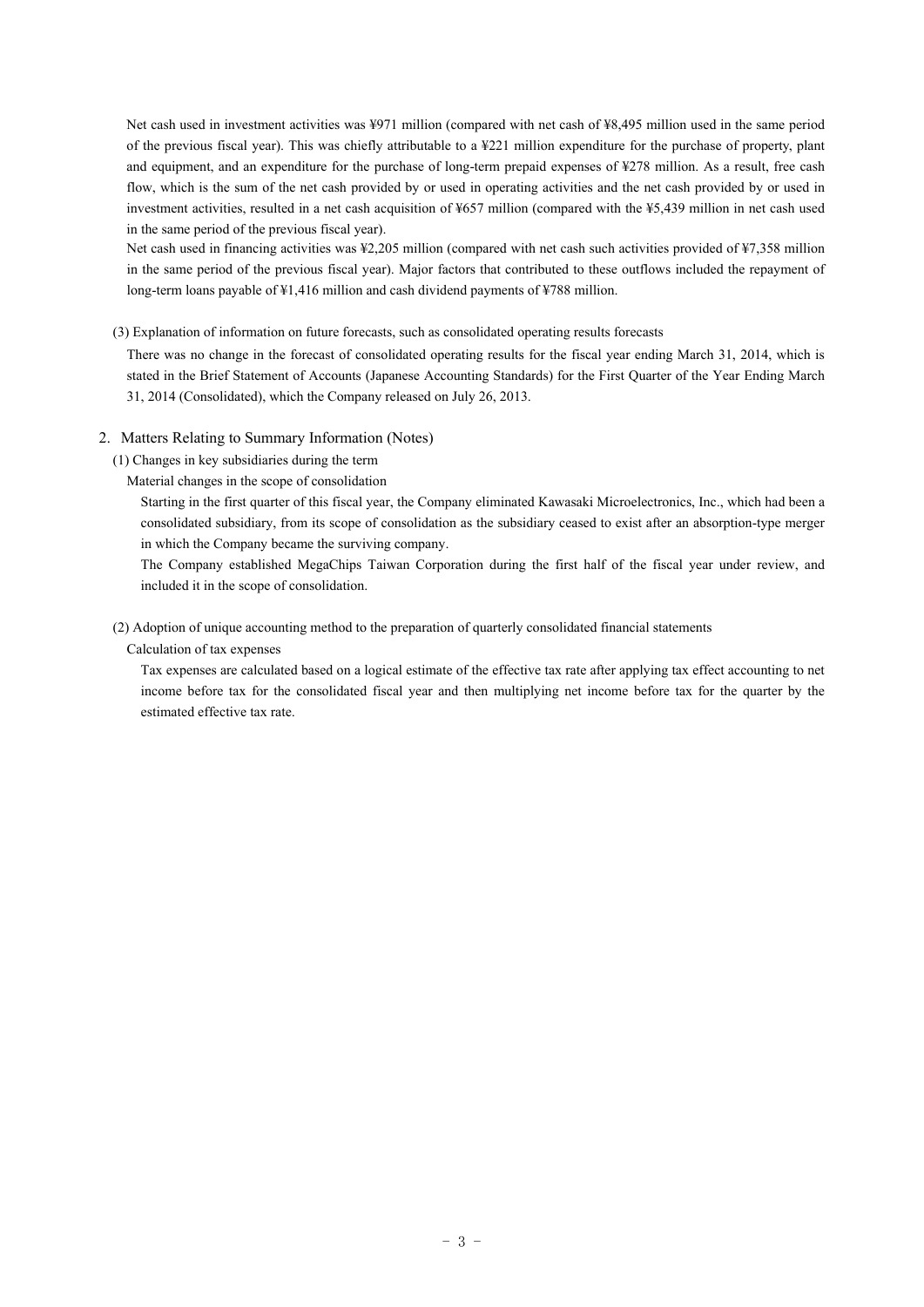Net cash used in investment activities was ¥971 million (compared with net cash of ¥8,495 million used in the same period of the previous fiscal year). This was chiefly attributable to a ¥221 million expenditure for the purchase of property, plant and equipment, and an expenditure for the purchase of long-term prepaid expenses of ¥278 million. As a result, free cash flow, which is the sum of the net cash provided by or used in operating activities and the net cash provided by or used in investment activities, resulted in a net cash acquisition of ¥657 million (compared with the ¥5,439 million in net cash used in the same period of the previous fiscal year).

Net cash used in financing activities was ¥2,205 million (compared with net cash such activities provided of ¥7,358 million in the same period of the previous fiscal year). Major factors that contributed to these outflows included the repayment of long-term loans payable of ¥1,416 million and cash dividend payments of ¥788 million.

(3) Explanation of information on future forecasts, such as consolidated operating results forecasts

There was no change in the forecast of consolidated operating results for the fiscal year ending March 31, 2014, which is stated in the Brief Statement of Accounts (Japanese Accounting Standards) for the First Quarter of the Year Ending March 31, 2014 (Consolidated), which the Company released on July 26, 2013.

## 2. Matters Relating to Summary Information (Notes)

(1) Changes in key subsidiaries during the term

Material changes in the scope of consolidation

Starting in the first quarter of this fiscal year, the Company eliminated Kawasaki Microelectronics, Inc., which had been a consolidated subsidiary, from its scope of consolidation as the subsidiary ceased to exist after an absorption-type merger in which the Company became the surviving company.

The Company established MegaChips Taiwan Corporation during the first half of the fiscal year under review, and included it in the scope of consolidation.

(2) Adoption of unique accounting method to the preparation of quarterly consolidated financial statements

Calculation of tax expenses

Tax expenses are calculated based on a logical estimate of the effective tax rate after applying tax effect accounting to net income before tax for the consolidated fiscal year and then multiplying net income before tax for the quarter by the estimated effective tax rate.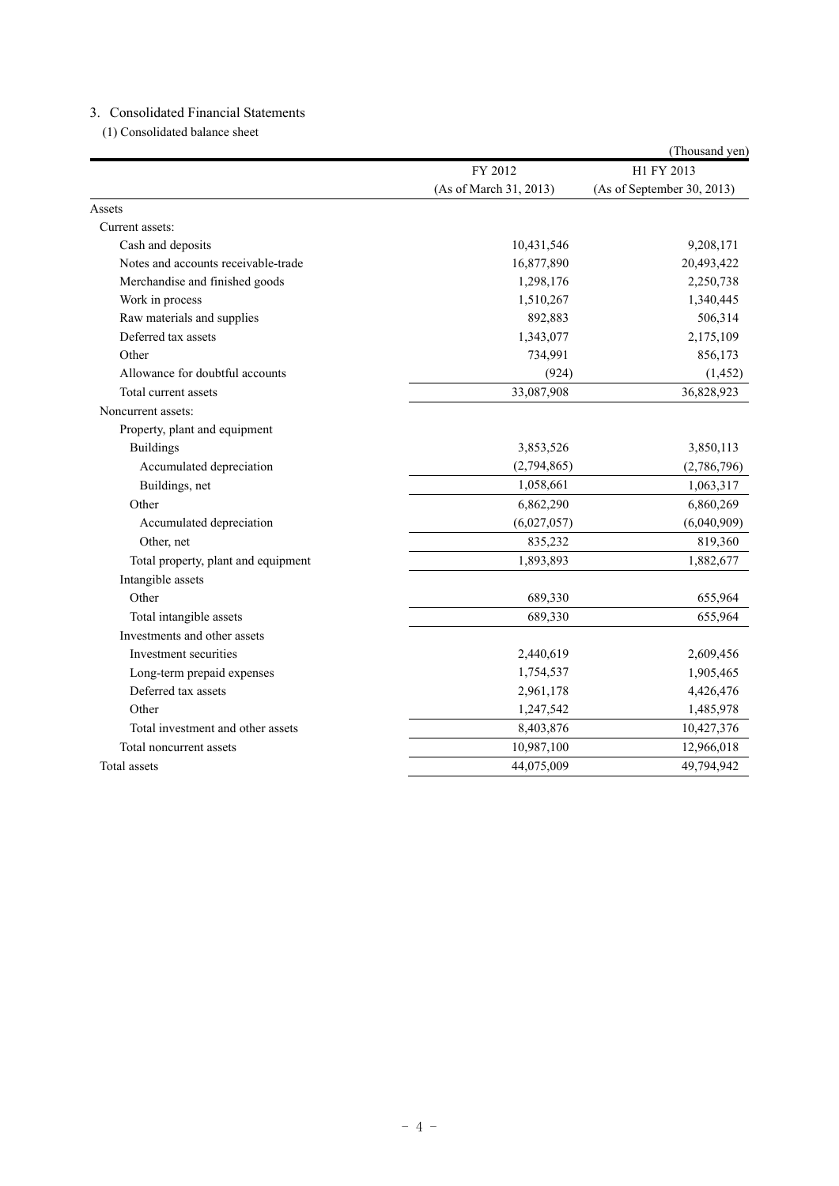## 3. Consolidated Financial Statements

### (1) Consolidated balance sheet

(Thousand yen)

| | FY 2012 (As of March 31, 2013) | H1 FY 2013 (As of September 30, 2013) |
|---|---|---|
| Assets | | |
| Current assets: | | |
| Cash and deposits | 10,431,546 | 9,208,171 |
| Notes and accounts receivable-trade | 16,877,890 | 20,493,422 |
| Merchandise and finished goods | 1,298,176 | 2,250,738 |
| Work in process | 1,510,267 | 1,340,445 |
| Raw materials and supplies | 892,883 | 506,314 |
| Deferred tax assets | 1,343,077 | 2,175,109 |
| Other | 734,991 | 856,173 |
| Allowance for doubtful accounts | (924) | (1,452) |
| Total current assets | 33,087,908 | 36,828,923 |
| Noncurrent assets: | | |
| Property, plant and equipment | | |
| Buildings | 3,853,526 | 3,850,113 |
| Accumulated depreciation | (2,794,865) | (2,786,796) |
| Buildings, net | 1,058,661 | 1,063,317 |
| Other | 6,862,290 | 6,860,269 |
| Accumulated depreciation | (6,027,057) | (6,040,909) |
| Other, net | 835,232 | 819,360 |
| Total property, plant and equipment | 1,893,893 | 1,882,677 |
| Intangible assets | | |
| Other | 689,330 | 655,964 |
| Total intangible assets | 689,330 | 655,964 |
| Investments and other assets | | |
| Investment securities | 2,440,619 | 2,609,456 |
| Long-term prepaid expenses | 1,754,537 | 1,905,465 |
| Deferred tax assets | 2,961,178 | 4,426,476 |
| Other | 1,247,542 | 1,485,978 |
| Total investment and other assets | 8,403,876 | 10,427,376 |
| Total noncurrent assets | 10,987,100 | 12,966,018 |
| Total assets | 44,075,009 | 49,794,942 |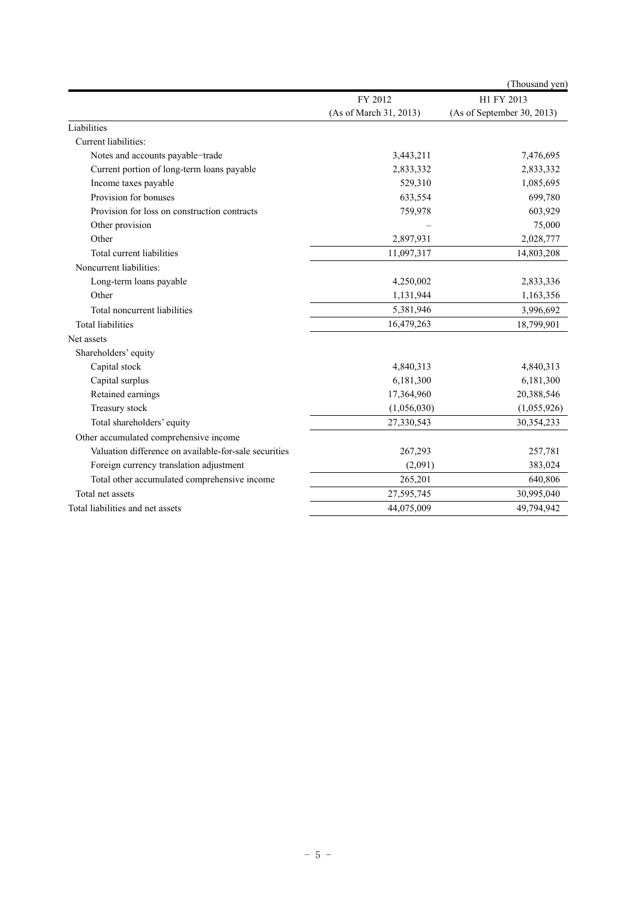(Thousand yen)

| | FY 2012<br>(As of March 31, 2013) | H1 FY 2013<br>(As of September 30, 2013) |
|---|---|---|
| Liabilities | | |
| Current liabilities: | | |
| Notes and accounts payable−trade | 3,443,211 | 7,476,695 |
| Current portion of long-term loans payable | 2,833,332 | 2,833,332 |
| Income taxes payable | 529,310 | 1,085,695 |
| Provision for bonuses | 633,554 | 699,780 |
| Provision for loss on construction contracts | 759,978 | 603,929 |
| Other provision | – | 75,000 |
| Other | 2,897,931 | 2,028,777 |
| Total current liabilities | 11,097,317 | 14,803,208 |
| Noncurrent liabilities: | | |
| Long-term loans payable | 4,250,002 | 2,833,336 |
| Other | 1,131,944 | 1,163,356 |
| Total noncurrent liabilities | 5,381,946 | 3,996,692 |
| Total liabilities | 16,479,263 | 18,799,901 |
| Net assets | | |
| Shareholders' equity | | |
| Capital stock | 4,840,313 | 4,840,313 |
| Capital surplus | 6,181,300 | 6,181,300 |
| Retained earnings | 17,364,960 | 20,388,546 |
| Treasury stock | (1,056,030) | (1,055,926) |
| Total shareholders' equity | 27,330,543 | 30,354,233 |
| Other accumulated comprehensive income | | |
| Valuation difference on available-for-sale securities | 267,293 | 257,781 |
| Foreign currency translation adjustment | (2,091) | 383,024 |
| Total other accumulated comprehensive income | 265,201 | 640,806 |
| Total net assets | 27,595,745 | 30,995,040 |
| Total liabilities and net assets | 44,075,009 | 49,794,942 |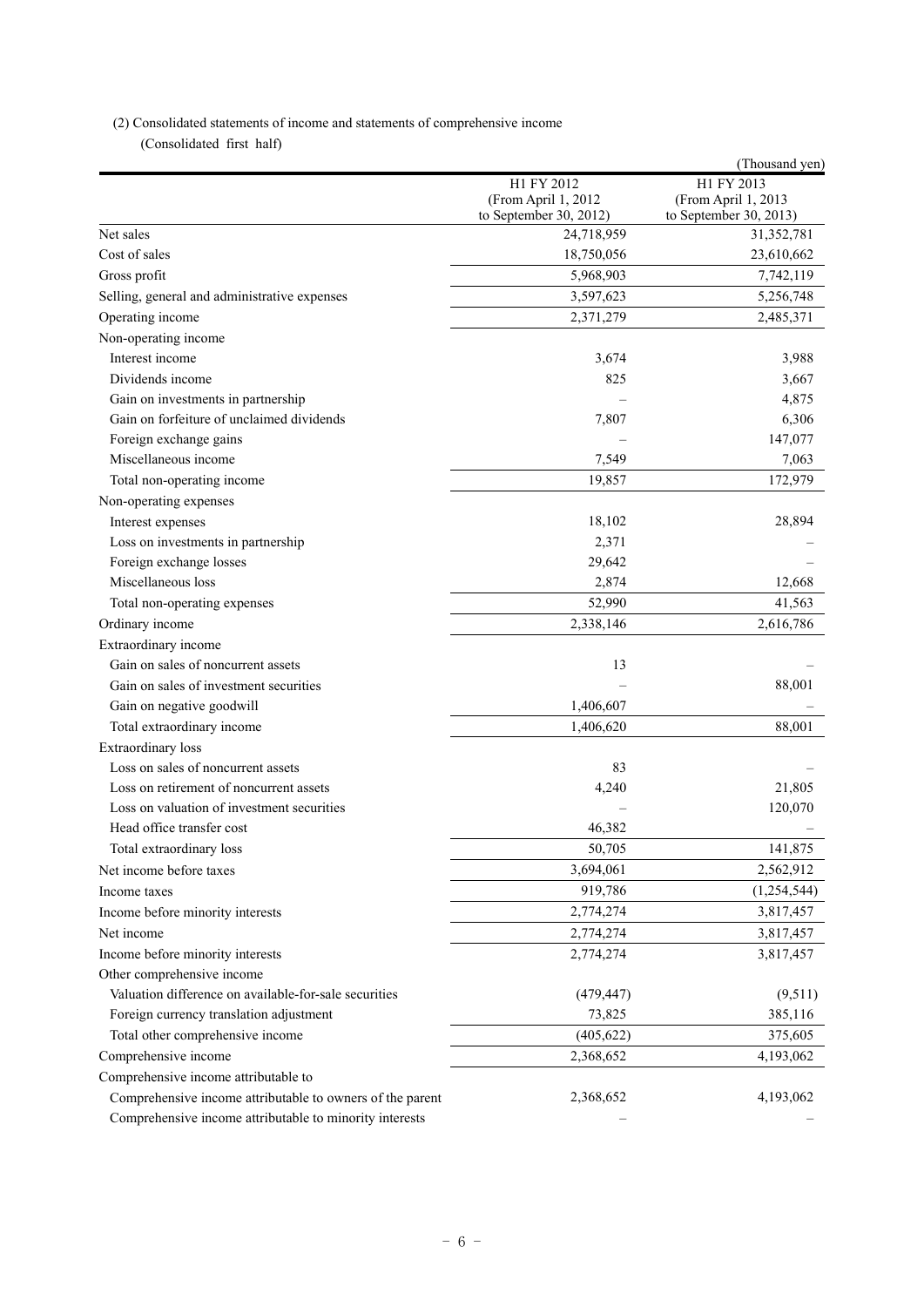(2) Consolidated statements of income and statements of comprehensive income

(Consolidated first half)

(Thousand yen)

| | H1 FY 2012 (From April 1, 2012 to September 30, 2012) | H1 FY 2013 (From April 1, 2013 to September 30, 2013) |
|---|---|---|
| Net sales | 24,718,959 | 31,352,781 |
| Cost of sales | 18,750,056 | 23,610,662 |
| Gross profit | 5,968,903 | 7,742,119 |
| Selling, general and administrative expenses | 3,597,623 | 5,256,748 |
| Operating income | 2,371,279 | 2,485,371 |
| Non-operating income | | |
| Interest income | 3,674 | 3,988 |
| Dividends income | 825 | 3,667 |
| Gain on investments in partnership | – | 4,875 |
| Gain on forfeiture of unclaimed dividends | 7,807 | 6,306 |
| Foreign exchange gains | – | 147,077 |
| Miscellaneous income | 7,549 | 7,063 |
| Total non-operating income | 19,857 | 172,979 |
| Non-operating expenses | | |
| Interest expenses | 18,102 | 28,894 |
| Loss on investments in partnership | 2,371 | – |
| Foreign exchange losses | 29,642 | – |
| Miscellaneous loss | 2,874 | 12,668 |
| Total non-operating expenses | 52,990 | 41,563 |
| Ordinary income | 2,338,146 | 2,616,786 |
| Extraordinary income | | |
| Gain on sales of noncurrent assets | 13 | – |
| Gain on sales of investment securities | – | 88,001 |
| Gain on negative goodwill | 1,406,607 | – |
| Total extraordinary income | 1,406,620 | 88,001 |
| Extraordinary loss | | |
| Loss on sales of noncurrent assets | 83 | – |
| Loss on retirement of noncurrent assets | 4,240 | 21,805 |
| Loss on valuation of investment securities | – | 120,070 |
| Head office transfer cost | 46,382 | – |
| Total extraordinary loss | 50,705 | 141,875 |
| Net income before taxes | 3,694,061 | 2,562,912 |
| Income taxes | 919,786 | (1,254,544) |
| Income before minority interests | 2,774,274 | 3,817,457 |
| Net income | 2,774,274 | 3,817,457 |
| Income before minority interests | 2,774,274 | 3,817,457 |
| Other comprehensive income | | |
| Valuation difference on available-for-sale securities | (479,447) | (9,511) |
| Foreign currency translation adjustment | 73,825 | 385,116 |
| Total other comprehensive income | (405,622) | 375,605 |
| Comprehensive income | 2,368,652 | 4,193,062 |
| Comprehensive income attributable to | | |
| Comprehensive income attributable to owners of the parent | 2,368,652 | 4,193,062 |
| Comprehensive income attributable to minority interests | – | – |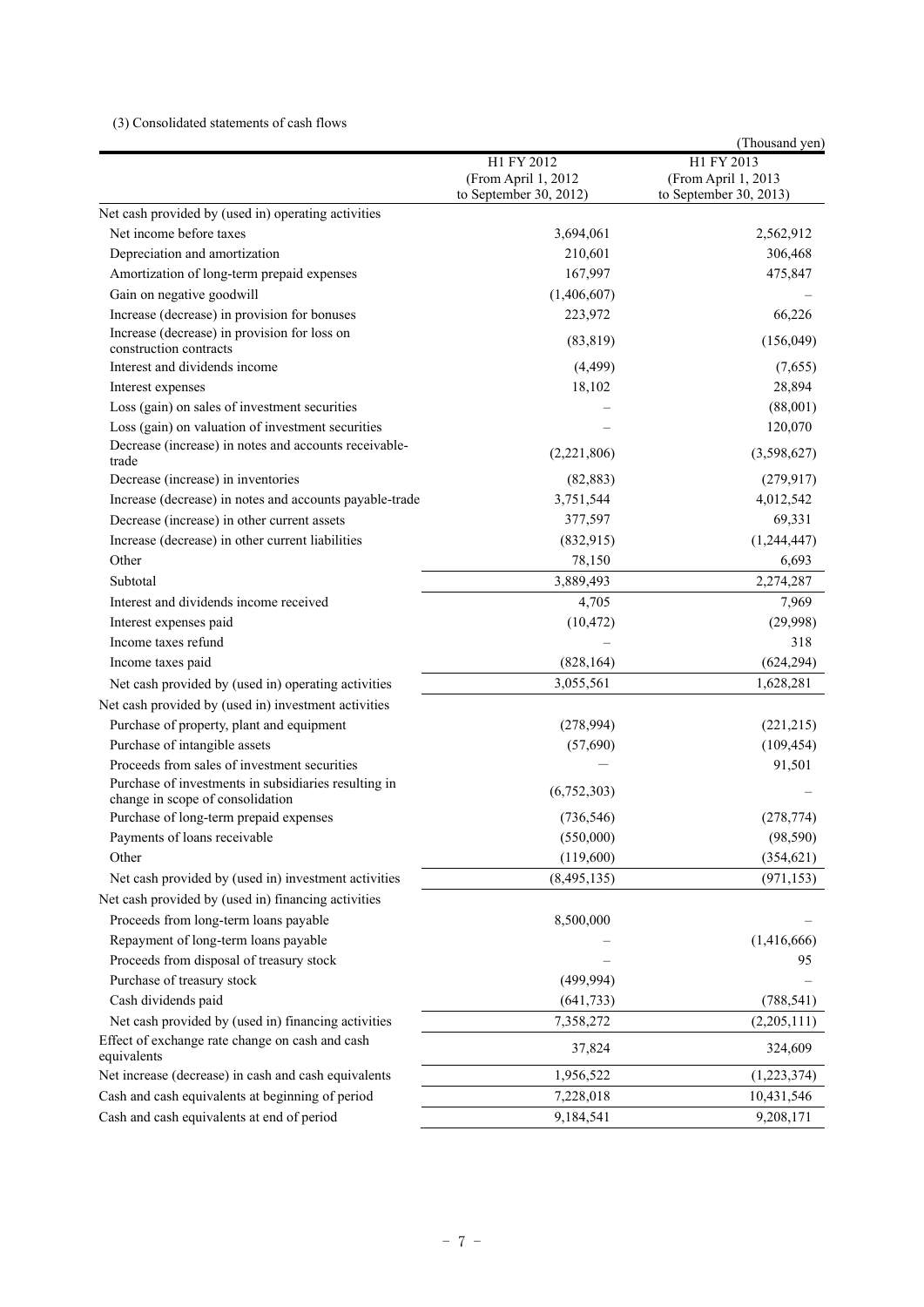(3) Consolidated statements of cash flows

(Thousand yen)

| | H1 FY 2012 (From April 1, 2012 to September 30, 2012) | H1 FY 2013 (From April 1, 2013 to September 30, 2013) |
|---|---|---|
| Net cash provided by (used in) operating activities | | |
| Net income before taxes | 3,694,061 | 2,562,912 |
| Depreciation and amortization | 210,601 | 306,468 |
| Amortization of long-term prepaid expenses | 167,997 | 475,847 |
| Gain on negative goodwill | (1,406,607) | – |
| Increase (decrease) in provision for bonuses | 223,972 | 66,226 |
| Increase (decrease) in provision for loss on construction contracts | (83,819) | (156,049) |
| Interest and dividends income | (4,499) | (7,655) |
| Interest expenses | 18,102 | 28,894 |
| Loss (gain) on sales of investment securities | – | (88,001) |
| Loss (gain) on valuation of investment securities | – | 120,070 |
| Decrease (increase) in notes and accounts receivable-trade | (2,221,806) | (3,598,627) |
| Decrease (increase) in inventories | (82,883) | (279,917) |
| Increase (decrease) in notes and accounts payable-trade | 3,751,544 | 4,012,542 |
| Decrease (increase) in other current assets | 377,597 | 69,331 |
| Increase (decrease) in other current liabilities | (832,915) | (1,244,447) |
| Other | 78,150 | 6,693 |
| Subtotal | 3,889,493 | 2,274,287 |
| Interest and dividends income received | 4,705 | 7,969 |
| Interest expenses paid | (10,472) | (29,998) |
| Income taxes refund | – | 318 |
| Income taxes paid | (828,164) | (624,294) |
| Net cash provided by (used in) operating activities | 3,055,561 | 1,628,281 |
| Net cash provided by (used in) investment activities | | |
| Purchase of property, plant and equipment | (278,994) | (221,215) |
| Purchase of intangible assets | (57,690) | (109,454) |
| Proceeds from sales of investment securities | – | 91,501 |
| Purchase of investments in subsidiaries resulting in change in scope of consolidation | (6,752,303) | – |
| Purchase of long-term prepaid expenses | (736,546) | (278,774) |
| Payments of loans receivable | (550,000) | (98,590) |
| Other | (119,600) | (354,621) |
| Net cash provided by (used in) investment activities | (8,495,135) | (971,153) |
| Net cash provided by (used in) financing activities | | |
| Proceeds from long-term loans payable | 8,500,000 | – |
| Repayment of long-term loans payable | – | (1,416,666) |
| Proceeds from disposal of treasury stock | – | 95 |
| Purchase of treasury stock | (499,994) | – |
| Cash dividends paid | (641,733) | (788,541) |
| Net cash provided by (used in) financing activities | 7,358,272 | (2,205,111) |
| Effect of exchange rate change on cash and cash equivalents | 37,824 | 324,609 |
| Net increase (decrease) in cash and cash equivalents | 1,956,522 | (1,223,374) |
| Cash and cash equivalents at beginning of period | 7,228,018 | 10,431,546 |
| Cash and cash equivalents at end of period | 9,184,541 | 9,208,171 |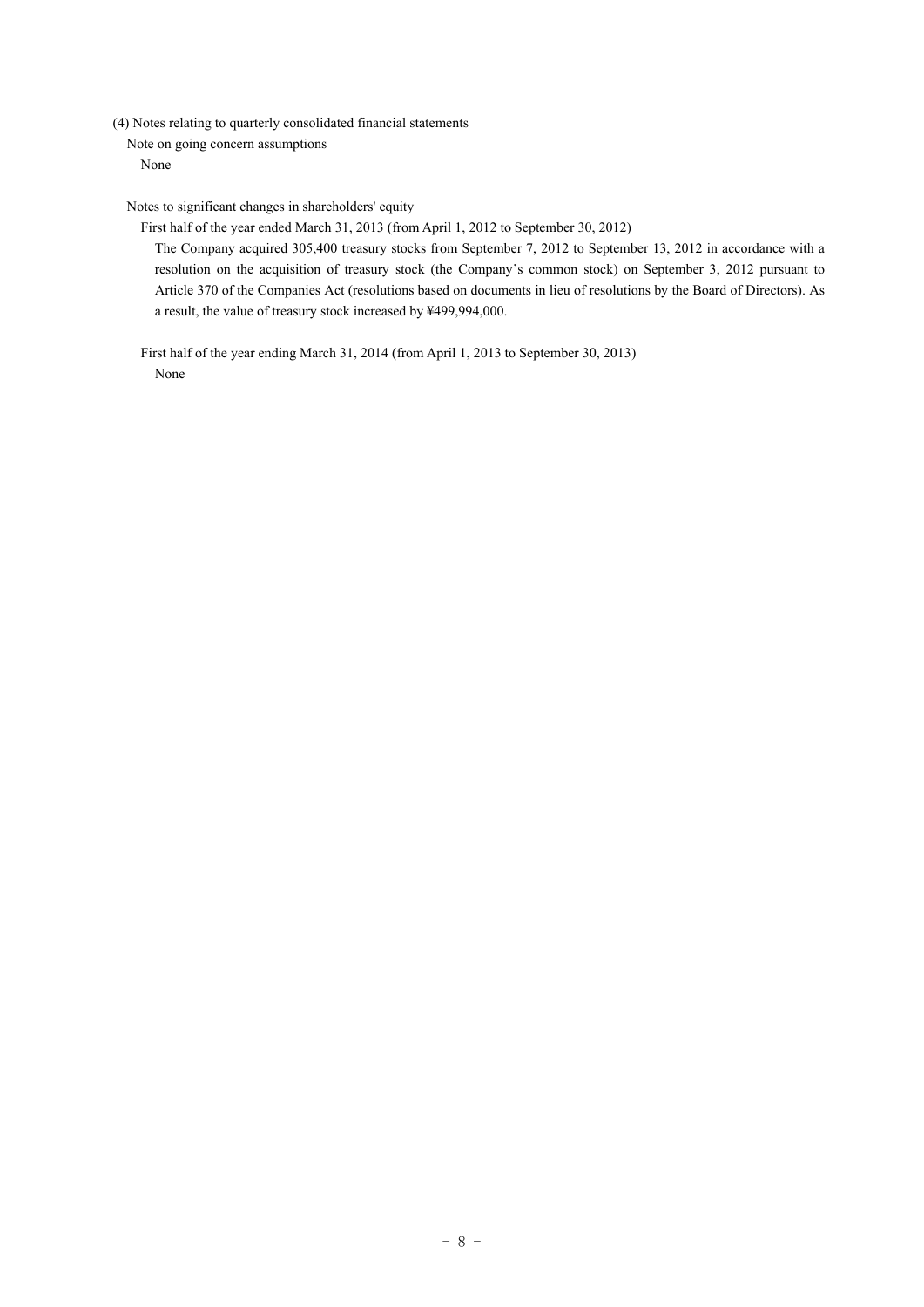### (4) Notes relating to quarterly consolidated financial statements

Note on going concern assumptions

None

Notes to significant changes in shareholders' equity

First half of the year ended March 31, 2013 (from April 1, 2012 to September 30, 2012)

The Company acquired 305,400 treasury stocks from September 7, 2012 to September 13, 2012 in accordance with a resolution on the acquisition of treasury stock (the Company's common stock) on September 3, 2012 pursuant to Article 370 of the Companies Act (resolutions based on documents in lieu of resolutions by the Board of Directors). As a result, the value of treasury stock increased by ¥499,994,000.

First half of the year ending March 31, 2014 (from April 1, 2013 to September 30, 2013)

None